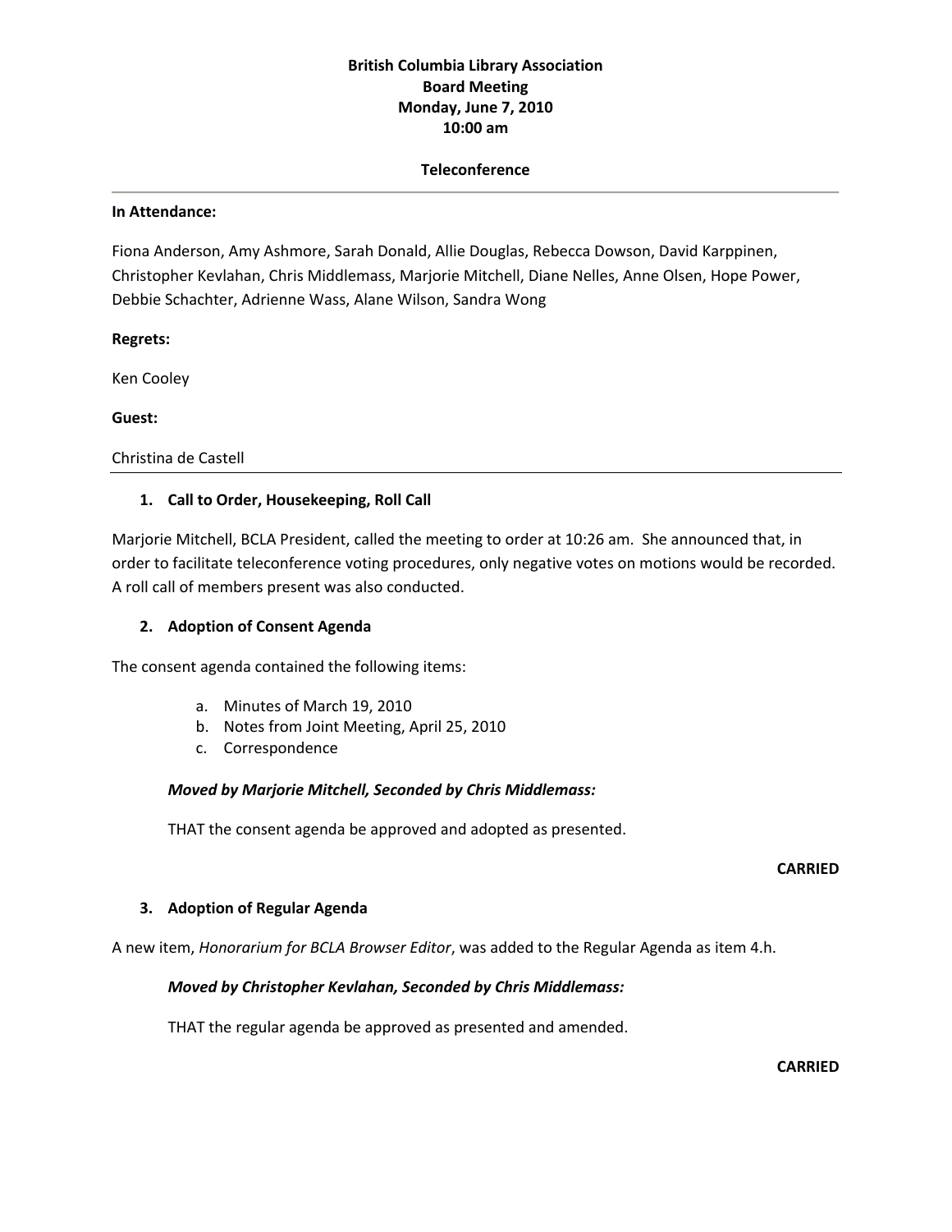# British Columbia Library Association
## Board Meeting
## Monday, June 7, 2010
## 10:00 am

**Teleconference**

---

**In Attendance:**

Fiona Anderson, Amy Ashmore, Sarah Donald, Allie Douglas, Rebecca Dowson, David Karppinen, Christopher Kevlahan, Chris Middlemass, Marjorie Mitchell, Diane Nelles, Anne Olsen, Hope Power, Debbie Schachter, Adrienne Wass, Alane Wilson, Sandra Wong

**Regrets:**

Ken Cooley

**Guest:**

Christina de Castell

---

### 1. Call to Order, Housekeeping, Roll Call

Marjorie Mitchell, BCLA President, called the meeting to order at 10:26 am. She announced that, in order to facilitate teleconference voting procedures, only negative votes on motions would be recorded. A roll call of members present was also conducted.

### 2. Adoption of Consent Agenda

The consent agenda contained the following items:

a. Minutes of March 19, 2010
b. Notes from Joint Meeting, April 25, 2010
c. Correspondence

***Moved by Marjorie Mitchell, Seconded by Chris Middlemass:***

THAT the consent agenda be approved and adopted as presented.

**CARRIED**

### 3. Adoption of Regular Agenda

A new item, *Honorarium for BCLA Browser Editor*, was added to the Regular Agenda as item 4.h.

***Moved by Christopher Kevlahan, Seconded by Chris Middlemass:***

THAT the regular agenda be approved as presented and amended.

**CARRIED**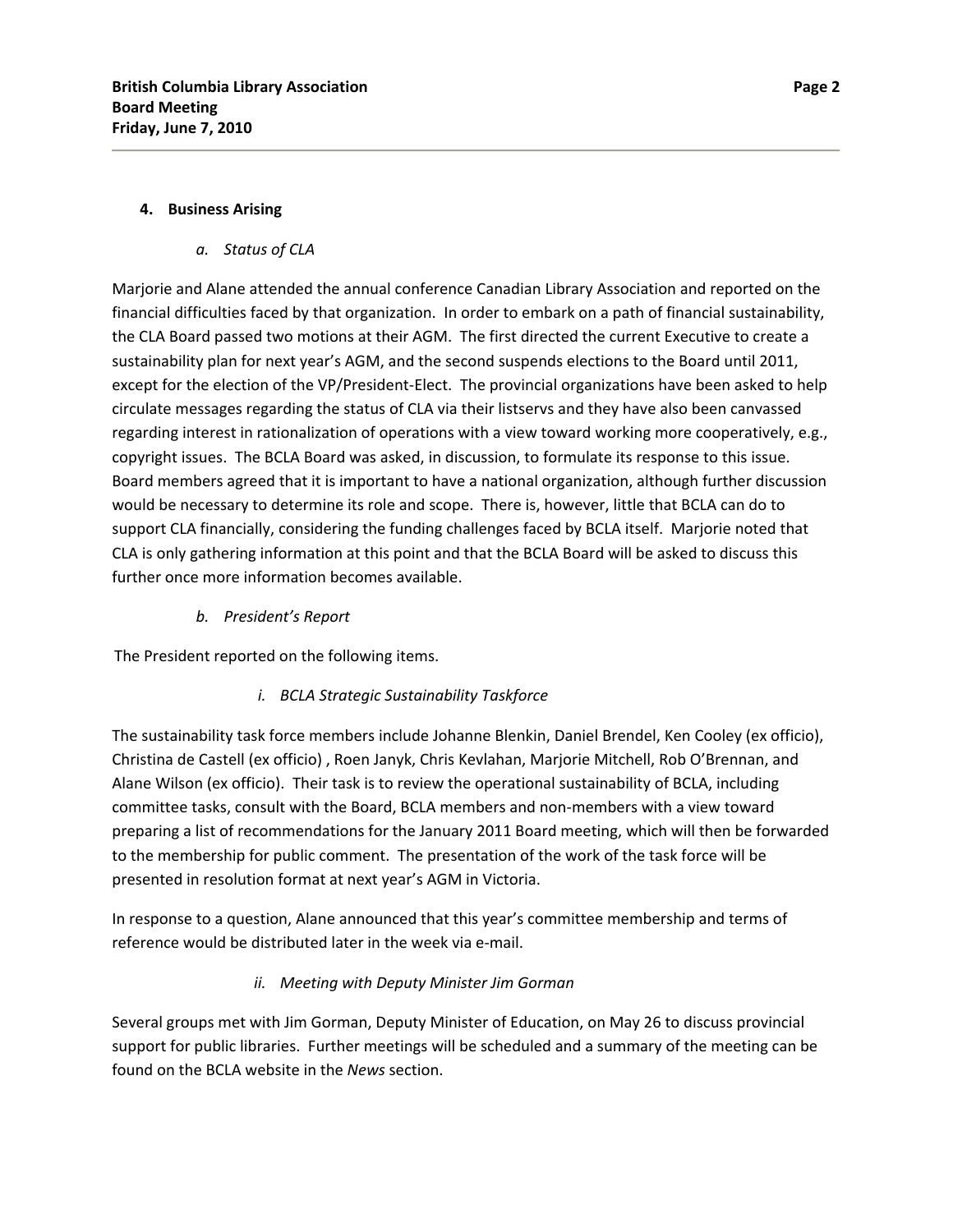## 4. Business Arising

### *a. Status of CLA*

Marjorie and Alane attended the annual conference Canadian Library Association and reported on the financial difficulties faced by that organization. In order to embark on a path of financial sustainability, the CLA Board passed two motions at their AGM. The first directed the current Executive to create a sustainability plan for next year's AGM, and the second suspends elections to the Board until 2011, except for the election of the VP/President-Elect. The provincial organizations have been asked to help circulate messages regarding the status of CLA via their listservs and they have also been canvassed regarding interest in rationalization of operations with a view toward working more cooperatively, e.g., copyright issues. The BCLA Board was asked, in discussion, to formulate its response to this issue. Board members agreed that it is important to have a national organization, although further discussion would be necessary to determine its role and scope. There is, however, little that BCLA can do to support CLA financially, considering the funding challenges faced by BCLA itself. Marjorie noted that CLA is only gathering information at this point and that the BCLA Board will be asked to discuss this further once more information becomes available.

### *b. President's Report*

The President reported on the following items.

#### *i. BCLA Strategic Sustainability Taskforce*

The sustainability task force members include Johanne Blenkin, Daniel Brendel, Ken Cooley (ex officio), Christina de Castell (ex officio) , Roen Janyk, Chris Kevlahan, Marjorie Mitchell, Rob O'Brennan, and Alane Wilson (ex officio). Their task is to review the operational sustainability of BCLA, including committee tasks, consult with the Board, BCLA members and non-members with a view toward preparing a list of recommendations for the January 2011 Board meeting, which will then be forwarded to the membership for public comment. The presentation of the work of the task force will be presented in resolution format at next year's AGM in Victoria.

In response to a question, Alane announced that this year's committee membership and terms of reference would be distributed later in the week via e-mail.

#### *ii. Meeting with Deputy Minister Jim Gorman*

Several groups met with Jim Gorman, Deputy Minister of Education, on May 26 to discuss provincial support for public libraries. Further meetings will be scheduled and a summary of the meeting can be found on the BCLA website in the *News* section.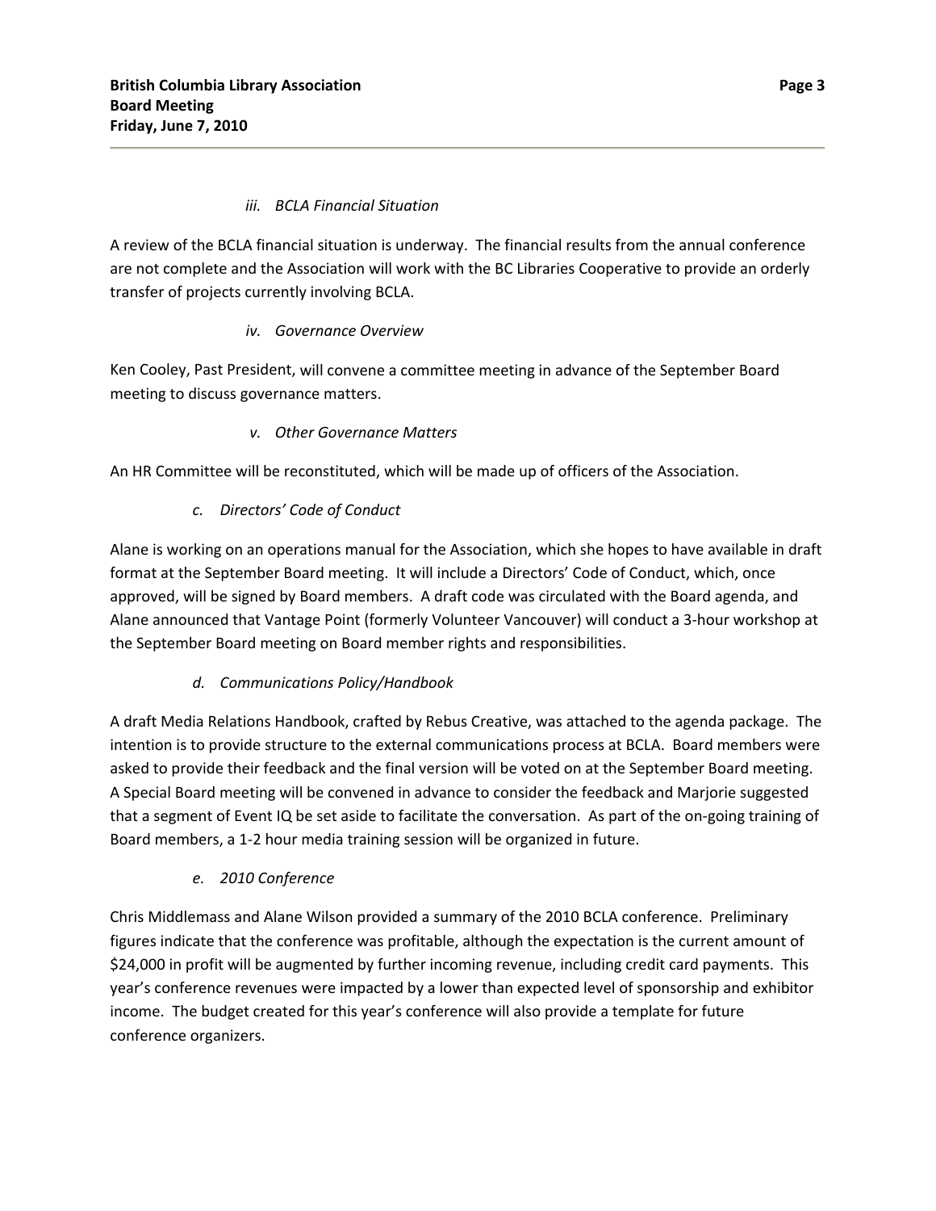*iii. BCLA Financial Situation*

A review of the BCLA financial situation is underway. The financial results from the annual conference are not complete and the Association will work with the BC Libraries Cooperative to provide an orderly transfer of projects currently involving BCLA.

*iv. Governance Overview*

Ken Cooley, Past President, will convene a committee meeting in advance of the September Board meeting to discuss governance matters.

*v. Other Governance Matters*

An HR Committee will be reconstituted, which will be made up of officers of the Association.

*c. Directors' Code of Conduct*

Alane is working on an operations manual for the Association, which she hopes to have available in draft format at the September Board meeting. It will include a Directors' Code of Conduct, which, once approved, will be signed by Board members. A draft code was circulated with the Board agenda, and Alane announced that Vantage Point (formerly Volunteer Vancouver) will conduct a 3-hour workshop at the September Board meeting on Board member rights and responsibilities.

*d. Communications Policy/Handbook*

A draft Media Relations Handbook, crafted by Rebus Creative, was attached to the agenda package. The intention is to provide structure to the external communications process at BCLA. Board members were asked to provide their feedback and the final version will be voted on at the September Board meeting. A Special Board meeting will be convened in advance to consider the feedback and Marjorie suggested that a segment of Event IQ be set aside to facilitate the conversation. As part of the on-going training of Board members, a 1-2 hour media training session will be organized in future.

*e. 2010 Conference*

Chris Middlemass and Alane Wilson provided a summary of the 2010 BCLA conference. Preliminary figures indicate that the conference was profitable, although the expectation is the current amount of $24,000 in profit will be augmented by further incoming revenue, including credit card payments. This year's conference revenues were impacted by a lower than expected level of sponsorship and exhibitor income. The budget created for this year's conference will also provide a template for future conference organizers.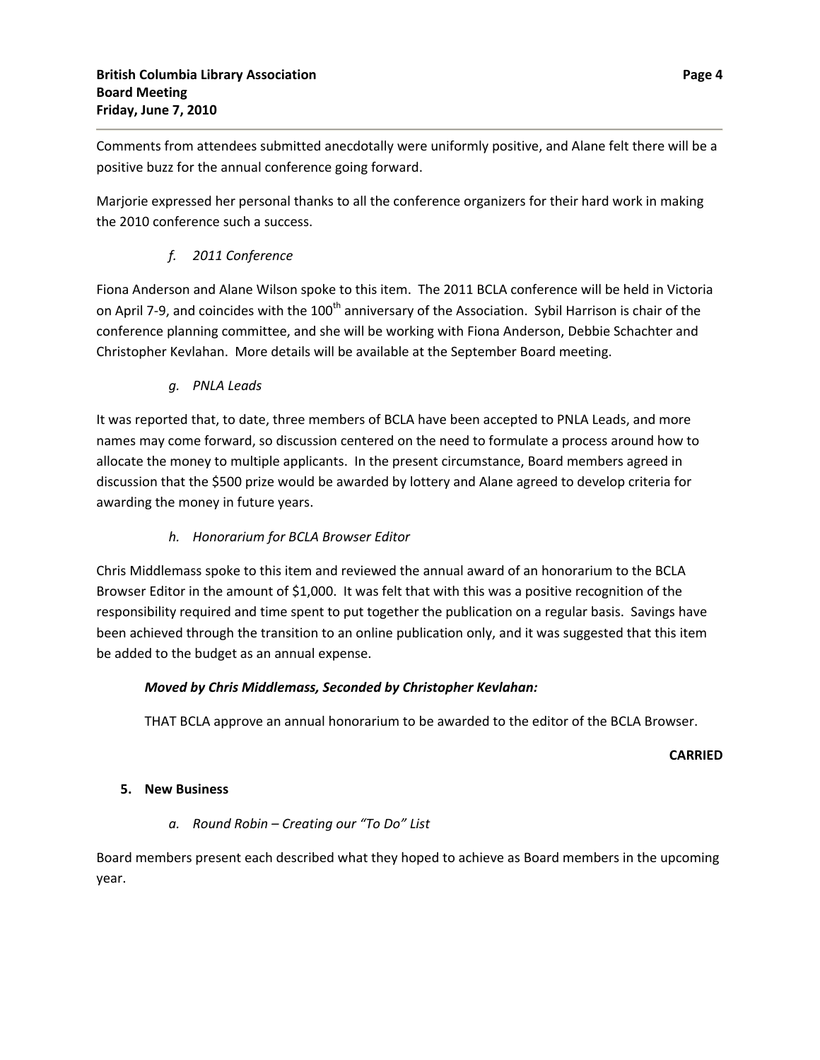Comments from attendees submitted anecdotally were uniformly positive, and Alane felt there will be a positive buzz for the annual conference going forward.

Marjorie expressed her personal thanks to all the conference organizers for their hard work in making the 2010 conference such a success.

*f. 2011 Conference*

Fiona Anderson and Alane Wilson spoke to this item. The 2011 BCLA conference will be held in Victoria on April 7-9, and coincides with the 100th anniversary of the Association. Sybil Harrison is chair of the conference planning committee, and she will be working with Fiona Anderson, Debbie Schachter and Christopher Kevlahan. More details will be available at the September Board meeting.

*g. PNLA Leads*

It was reported that, to date, three members of BCLA have been accepted to PNLA Leads, and more names may come forward, so discussion centered on the need to formulate a process around how to allocate the money to multiple applicants. In the present circumstance, Board members agreed in discussion that the $500 prize would be awarded by lottery and Alane agreed to develop criteria for awarding the money in future years.

*h. Honorarium for BCLA Browser Editor*

Chris Middlemass spoke to this item and reviewed the annual award of an honorarium to the BCLA Browser Editor in the amount of $1,000. It was felt that with this was a positive recognition of the responsibility required and time spent to put together the publication on a regular basis. Savings have been achieved through the transition to an online publication only, and it was suggested that this item be added to the budget as an annual expense.

***Moved by Chris Middlemass, Seconded by Christopher Kevlahan:***

THAT BCLA approve an annual honorarium to be awarded to the editor of the BCLA Browser.

**CARRIED**

**5. New Business**

*a. Round Robin – Creating our "To Do" List*

Board members present each described what they hoped to achieve as Board members in the upcoming year.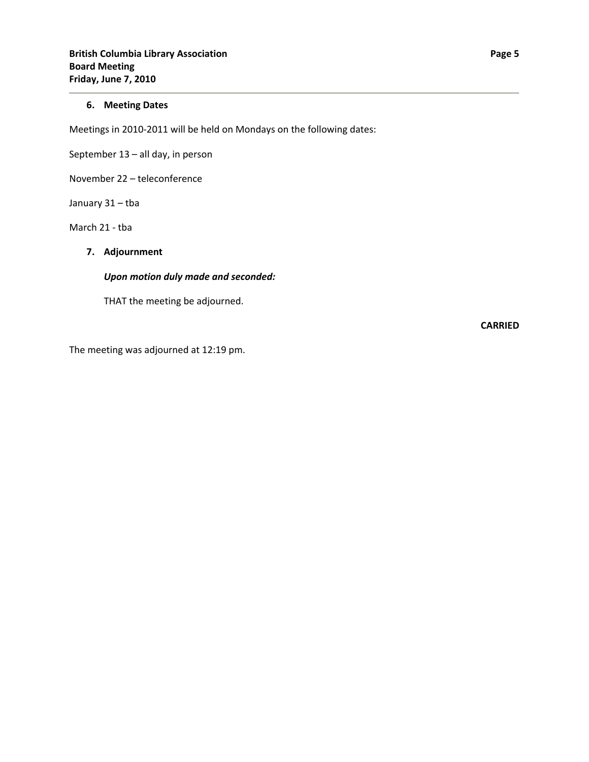## 6. Meeting Dates

Meetings in 2010-2011 will be held on Mondays on the following dates:

September 13 – all day, in person

November 22 – teleconference

January 31 – tba

March 21 - tba

## 7. Adjournment

***Upon motion duly made and seconded:***

THAT the meeting be adjourned.

**CARRIED**

The meeting was adjourned at 12:19 pm.